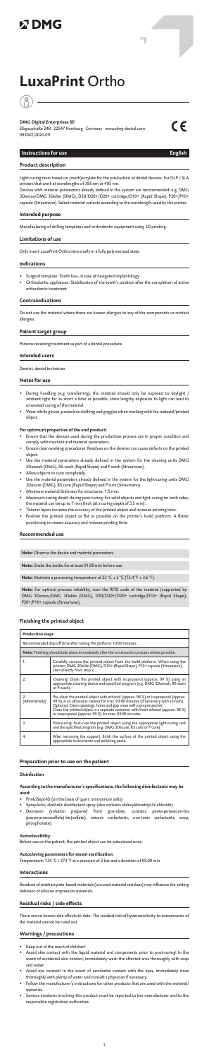# DMG

# LuxaPrint Ortho

**DMG Dental-Material Gesellschaft mbH**
Elbgaustraße 248 · 22547 Hamburg · Germany · www.dmg-dental.com
093042/2020-09

CE

## Instructions for use — English

### Product description

Light-curing resin based on (meth)acrylate for the production of dental devices. For DLP / SLA printers that work at wavelengths of 385 nm or 405 nm.

Devices with material parameters already defined in the system are recommended: e.g. DMG 3Demax/DMG 3Delite (DMG), D30/D20+/D20+ cartridge/D10+ (Rapid Shape), P20+/P10+ capsule (Straumann). Select material variants according to the wavelength used by the printer.

### Intended purpose

Manufacturing of drilling templates and orthodontic equipment using 3D printing.

### Limitations of use

Only insert LuxaPrint Ortho intra-orally in a fully polymerized state.

### Indications

- Surgical template: Tooth loss, in case of navigated implantology
- Orthodontic appliances: Stabilization of the tooth's position after the completion of active orthodontic treatment

### Contraindications

Do not use the material where there are known allergies to any of the components or contact allergies.

### Patient target group

Persons receiving treatment as part of a dental procedure.

### Intended users

Dentist, dental technician

### Notes for use

- During handling (e.g. transferring), the material should only be exposed to daylight / ambient light for as short a time as possible, since lengthy exposure to light can lead to unwanted curing of the material.
- Wear nitrile gloves, protective clothing and goggles when working with the material/printed object.

**For optimum properties of the end product:**

- Ensure that the devices used during the production process are in proper condition and comply with machine and material parameters.
- Ensure clean working procedures. Residues on the devices can cause defects on the printed object.
- Use the material parameters already defined in the system for the cleaning units DMG 3Dewash (DMG), RS wash (Rapid Shape) and P wash (Straumann).
- Allow objects to cure completely.
- Use the material parameters already defined in the system for the light-curing units DMG 3Decure (DMG), RS cure (Rapid Shape) and P cure (Straumann).
- Minimum material thickness for structures: 1.5 mm.
- Maximum curing depth during post-curing: For solid objects and light-curing on both sides, the material can be up to 7 mm thick (at a curing depth of 3.5 mm).
- Thinner layers increase the accuracy of the printed object and increase printing time.
- Position the printed object as flat as possible on the printer's build platform. A flatter positioning increases accuracy and reduces printing time.

### Recommended use

**Note:** Observe the device and material parameters.

**Note:** Shake the bottle for at least 01:00 min before use.

**Note:** Maintain a processing temperature of 23 °C ± 2 °C (73.4 °F ± 3.6 °F).

**Note:** For optimal process reliability, scan the RFID code of the material (supported by DMG 3Demax/DMG 3Delite (DMG), D30/D20+/D20+ cartridge/D10+ (Rapid Shape); P20+/P10+ capsule (Straumann).

### Finishing the printed object

| Production steps | |
|---|---|
| Recommended drip-off time after raising the platform: 10:00 minutes | |
| **Note:** Finishing should take place immediately after the construction process where possible. | |
| 1. | Carefully remove the printed object from the build platform. When using the printers DMG 3Delite (DMG), D10+ (Rapid Shape), P10+ capsule (Straumann), start directly from step 2. |
| 2. | Cleaning: Clean the printed object with isopropanol (approx. 99 %) using an appropriate cleaning device and specified program (e.g. DMG 3Dewash, RS wash or P wash). |
| 2. (Alternatively) | Pre-clean the printed object with ethanol (approx. 96 %) or isopropanol (approx. 99 %) in an ultrasonic cleaner for max. 03:00 minutes (if necessary with a brush). Optional: Clean openings, holes and gap areas with compressed air. Clean the printed object in a separate container with fresh ethanol (approx. 96 %) or isopropanol (approx. 99 %) for max. 02:00 minutes. |
| 3. | Post-curing: Post-cure the printed object using the appropriate light-curing unit and the specified program (e.g. DMG 3Decure, RS cure or P cure). |
| 4. | After removing the support, finish the surface of the printed object using the appropriate instruments and polishing paste. |

### Preparation prior to use on the patient

#### Disinfection

**According to the manufacturer's specifications, the following disinfectants may be used:**

- Printosept-ID (on the basis of quart. ammonium salts)
- SprayActiv, alcoholic disinfectant spray (also contains didecyldimethyl-N-chloride)
- Dentavon (solution prepared from granulate; contains penta-potassium-bis (peroxymonosulfate)-bis(sulfate), anionic surfactants, non-ionic surfactants, soap, phosphonate)

#### Autoclavability

Before use on the patient, the printed object can be autoclaved once.

#### Autoclaving parameters for steam sterilization:

Temperature: 134 °C / 273 °F at a pressure of 2 bar and a duration of 05:00 min.

### Interactions

Residues of methacrylate-based materials (uncured material residues) may influence the setting behavior of silicone impression materials.

### Residual risks / side effects

There are no known side effects to date. The residual risk of hypersensitivity to components of the material cannot be ruled out.

### Warnings / precautions

- Keep out of the reach of children!
- Avoid skin contact with the liquid material and components prior to post-curing! In the event of accidental skin contact, immediately wash the affected area thoroughly with soap and water.
- Avoid eye contact! In the event of accidental contact with the eyes, immediately rinse thoroughly with plenty of water and consult a physician if necessary.
- Follow the manufacturer's instructions for other products that are used with the material/materials.
- Serious incidents involving this product must be reported to the manufacturer and to the responsible registration authorities.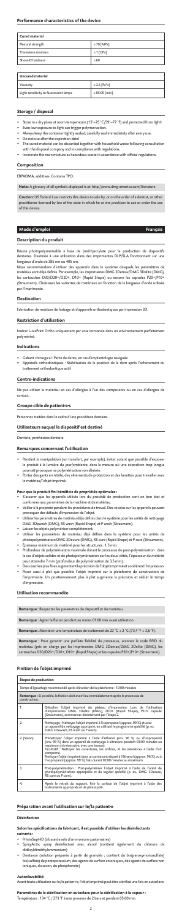### Performance characteristics of the device

| Cured material | |
|---|---|
| Flexural strength | > 70 [MPa] |
| Transverse modulus | ≥ 1 [GPa] |
| Shore-D hardness | ≥ 60 |

| Uncured material | |
|---|---|
| Viscosity | ≤ 2.5 [Pa*s] |
| Light sensitivity to fluorescent lamps | ≥ 05:00 [min] |

### Storage / disposal

- Store in a dry place at room temperature (15°–25 °C/59°–77 °F) and protected from light!
- Even low exposure to light can trigger polymerization.
- Always keep the container tightly sealed; carefully seal immediately after every use.
- Do not use after the expiration date!
- The cured material can be discarded together with household waste following consultation with the disposal company and in compliance with regulations.
- Incinerate the resin mixture as hazardous waste in accordance with official regulations.

### Composition

EBPADMA, additives. Contains TPO.

**Note:** A glossary of all symbols displayed is at: http://www.dmg-america.com/literature

**Caution:** US Federal Law restricts this device to sale by, or on the order of a dentist, or other practitioner licensed by law of the state in which he or she practices to use or order the use of this device.

## Mode d'emploi — Français

### Description du produit

Résine photopolymérisable à base de (méth)acrylate pour la production de dispositifs dentaires. Destinée à une utilisation dans des imprimantes DLP/SLA fonctionnant sur une longueur d'onde de 385 nm ou 405 nm.

Nous recommandons d'utiliser des appareils dans le système desquels les paramètres de matériau sont déjà définis. Par exemple, les imprimantes DMG 3Demax/DMG 3Delite (DMG), les cartouches D30/D20+/D10+ (Rapid Shape) ou encore les capsules P20+/P10+ (Straumann). Choisissez les variantes de matériaux en fonction de la longueur d'onde utilisée par l'imprimante.

### Destination

Fabrication de matrices de fraisage et d'appareils orthodontiques par impression 3D.

### Restriction d'utilisation

Insérer LuxaPrint Ortho uniquement par voie intraorale dans un environnement parfaitement polymérisé.

### Indications

- Gabarit chirurgical : Perte de dents, en cas d'implantologie naviguée
- Appareils orthodontiques : Stabilisation de la position de la dent après l'achèvement du traitement orthodontique actif

### Contre-indications

Ne pas utiliser le matériau en cas d'allergies à l'un des composants ou en cas d'allergies de contact.

### Groupe cible de patient·e·s

Personnes traitées dans le cadre d'une procédure dentaire.

### Utilisateurs auquel le dispositif est destiné

Dentiste, prothésiste dentaire

### Remarques concernant l'utilisation

- Pendant la manipulation (un transfert, par exemple), éviter autant que possible d'exposer le produit à la lumière du jour/ambiante, dans la mesure où une exposition trop longue pourrait provoquer sa polymérisation non désirée.
- Porter des gants en nitrile, des vêtements de protection et des lunettes pour travailler avec le matériau/l'objet imprimé.

**Pour que le produit fini bénéficie de propriétés optimales :**

- S'assurer que les appareils utilisés lors du procédé de production sont en bon état et conformes aux paramètres de la machine et de matériau.
- Veiller à la propreté pendant les procédures de travail. Des résidus sur les appareils peuvent provoquer des défauts d'impression de l'objet.
- Utiliser les paramètres de matériau déjà définis dans le système pour les unités de nettoyage DMG 3Dwash (DMG), RS wash (Rapid Shape) et P wash (Straumann).
- Laisser les objets polymériser complètement.
- Utiliser les paramètres de matériau déjà définis dans le système pour les unités de photopolymérisation DMG 3Dcure (DMG), RS cure (Rapid Shape) et P cure (Straumann).
- Épaisseur minimum du matériel pour les structures : 1,5 mm.
- Profondeur de polymérisation maximale durant le processus de post-polymérisation : dans le cas d'objets solides et de photopolymérisation sur les deux côtés, l'épaisseur du matériel peut atteindre 7 mm (profondeur de polymérisation de 3,5 mm).
- Des couches plus fines augmentent la précision de l'objet imprimé et accélèrent l'impression.
- Poser aussi à plat que possible l'objet imprimé sur la plateforme de construction de l'imprimante. Un positionnement plus à plat augmente la précision et réduit le temps d'impression.

### Utilisation recommandée

**Remarque :** Respectez les paramètres du dispositif et du matériau.

**Remarque :** Agiter le flacon pendant au moins 01:00 min avant utilisation.

**Remarque :** Maintenir une température de traitement de 23 °C ± 2 °C (73,4 °F ± 3,6 °F).

**Remarque :** Pour garantir une parfaite fiabilité du processus, scannez le code RFID du matériau (pris en charge par les imprimantes DMG 3Demax/DMG 3Delite (DMG), les cartouches D30/D20+/D10+ (Rapid Shape) et les capsules P20+/P10+ (Straumann).

### Finition de l'objet imprimé

| Étapes de production | |
|---|---|
| Temps d'égouttage recommandé après élévation de la plateforme : 10:00 minutes | |
| **Remarque :** Si possible, la finition doit avoir lieu immédiatement après le processus de construction. | |
| 1. | Détacher l'objet imprimé du plateau d'impression. Lors de l'utilisation d'imprimantes DMG 3Delite (DMG), D10+ (Rapid Shape), P10+ capsule (Straumann), commencer directement par l'étape 2. |
| 2. | Nettoyage : Nettoyer l'objet imprimé à l'isopropanol (approx. 99 %) et avec un appareil de nettoyage approprié, en utilisant le programme spécifié (p. ex. DMG 3Dwash, RS wash ou P wash). |
| 2. (Sinon) | Prénettoyer l'objet imprimé à l'aide d'éthanol (env. 96 %) ou d'isopropanol (env. 99 %) dans un appareil de nettoyage à ultrasons pendant 03:00 minutes au maximum (si nécessaire, avec une brosse).<br>Facultatif : Nettoyer les ouvertures, les orifices, et les interstices à l'aide d'air comprimé.<br>Nettoyer l'objet imprimé dans un contenant séparé à l'éthanol (approx. 96 %) ou à l'isopropanol (approx. 99 %) frais durant 02:00 minutes au maximum. |
| 3. | Post-polymérisation : Post-polymériser l'objet imprimé à l'aide de l'unité de photopolymérisation appropriée et du logiciel spécifié (p. ex., DMG 3Dcure, RS cure ou P cure). |
| 4. | Après le retrait du support, finir la surface de l'objet imprimé à l'aide des instruments appropriés et de pâte à polir. |

### Préparation avant l'utilisation sur le/la patient·e

#### Désinfection

**Selon les spécifications du fabricant, il est possible d'utiliser les désinfectants suivants :**

- PrintoSept-ID (à base de sels d'ammonium quaternaires)
- SprayActiv, spray désinfectant avec alcool (contient également du chlorure de didécyldiméthylammonium)
- Dentavon (solution préparée à partir de granulés ; contient du bis(peroxymonosulfate) bis(sulfate) de pentapotassium, des agents de surface anioniques, des agents de surface non ioniques, du savon, du phosphonate)

#### Autoclavabilité

Avant toute utilisation sur le/la patient·e, l'objet imprimé peut être stérilisé une fois en autoclave.

**Paramètres de la stérilisation en autoclave pour la stérilisation à la vapeur :**
Température : 134 °C / 273 °F à une pression de 2 bars et pendant 05:00 min.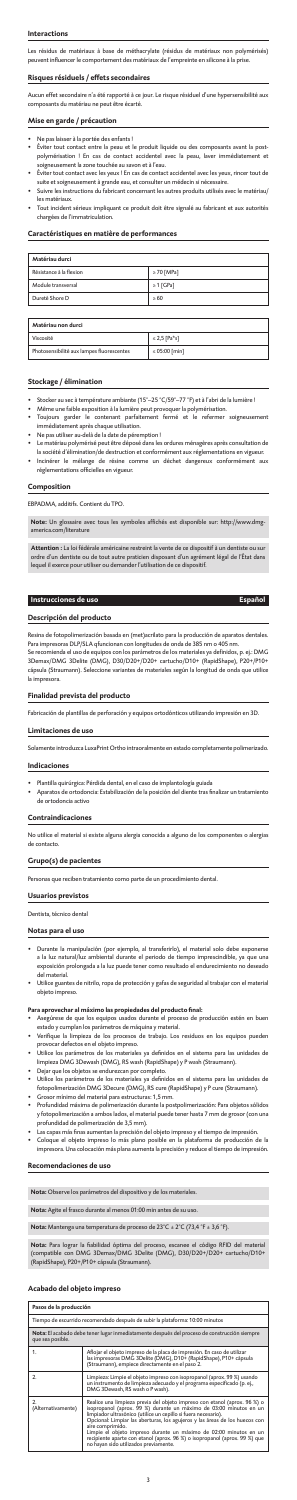### Interactions

Les résidus de matériaux à base de méthacrylate (résidus de matériaux non polymérisés) peuvent influencer le comportement des matériaux de l'empreinte en silicone à la prise.

### Risques résiduels / effets secondaires

Aucun effet secondaire n'a été rapporté à ce jour. Le risque résiduel d'une hypersensibilité aux composants du matériau ne peut être écarté.

### Mise en garde / précaution

- Ne pas laisser à la portée des enfants !
- Éviter tout contact entre la peau et le produit liquide ou des composants avant la post-polymérisation ! En cas de contact accidentel avec la peau, laver immédiatement et soigneusement la zone touchée au savon et à l'eau.
- Éviter tout contact avec les yeux ! En cas de contact accidentel avec les yeux, rincer tout de suite et soigneusement à grande eau, et consulter un médecin si nécessaire.
- Suivre les instructions du fabricant concernant les autres produits utilisés avec le matériau/les matériaux.
- Tout incident sérieux impliquant ce produit doit être signalé au fabricant et aux autorités chargées de l'immatriculation.

### Caractéristiques en matière de performances

| Matériau durci | |
|---|---|
| Résistance à la flexion | > 70 [MPa] |
| Module transversal | > 1 [GPa] |
| Dureté Shore D | > 60 |

| Matériau non durci | |
|---|---|
| Viscosité | < 2,5 [Pa*s] |
| Photosensibilité aux lampes fluorescentes | < 05:00 [min] |

### Stockage / élimination

- Stocker au sec à température ambiante (15°–25 °C/59°–77 °F) et à l'abri de la lumière !
- Même une faible exposition à la lumière peut provoquer la polymérisation.
- Toujours garder le contenant parfaitement fermé et le refermer soigneusement immédiatement après chaque utilisation.
- Ne pas utiliser au-delà de la date de péremption !
- Le matériau polymérisé peut être déposé dans les ordures ménagères après consultation de la société d'élimination/de destruction et conformément aux réglementations en vigueur.
- Incinérer le mélange de résine comme un déchet dangereux conformément aux réglementations officielles en vigueur.

### Composition

EBPADMA, additifs. Contient du TPO.

**Note:** Un glossaire avec tous les symboles affichés est disponible sur: http://www.dmg-america.com/literature

**Attention :** La loi fédérale américaine restreint la vente de ce dispositif à un dentiste ou sur ordre d'un dentiste ou de tout autre praticien disposant d'un agrément légal de l'État dans lequel il exerce pour utiliser ou demander l'utilisation de ce dispositif.

## Instrucciones de uso — Español

### Descripción del producto

Resina de fotopolimerización basada en (met)acrilato para la producción de aparatos dentales. Para impresoras DLP/SLA que funcionan con longitudes de onda de 385 nm o 405 nm.
Se recomienda el uso de equipos con los parámetros de los materiales ya definidos, p. ej.: DMG 3Demax/DMG 3Delite (DMG), D30/D20+/D20+ cartucho/D10+ (RapidShape), P20+/P10+ cápsula (Straumann). Seleccione variantes de materiales según la longitud de onda que utilice la impresora.

### Finalidad prevista del producto

Fabricación de plantillas de perforación y equipos ortodónticos utilizando impresión en 3D.

### Limitaciones de uso

Solamente introduzca LuxaPrint Ortho intraoralmente en estado completamente polimerizado.

### Indicaciones

- Plantilla quirúrgica: Pérdida dental, en el caso de implantología guiada
- Aparatos de ortodoncia: Estabilización de la posición del diente tras finalizar un tratamiento de ortodoncia activo

### Contraindicaciones

No utilice el material si existe alguna alergia conocida a alguno de los componentes o alergias de contacto.

### Grupo(s) de pacientes

Personas que reciben tratamiento como parte de un procedimiento dental.

### Usuarios previstos

Dentista, técnico dental

### Notas para el uso

- Durante la manipulación (por ejemplo, al transferirlo), el material solo debe exponerse a la luz natural/luz ambiental durante el período de tiempo imprescindible, ya que una exposición prolongada a la luz puede tener como resultado el endurecimiento no deseado del material.
- Utilice guantes de nitrilo, ropa de protección y gafas de seguridad al trabajar con el material objeto impreso.

**Para aprovechar al máximo las propiedades del producto final:**

- Asegúrese de que los equipos usados durante el proceso de producción estén en buen estado y cumplan los parámetros de máquina y material.
- Verifique la limpieza de los procesos de trabajo. Los residuos en los equipos pueden provocar defectos en el objeto impreso.
- Utilice los parámetros de los materiales ya definidos en el sistema para las unidades de limpieza DMG 3Dwash (DMG), RS wash (RapidShape) y P wash (Straumann).
- Deje que los objetos se endurezcan por completo.
- Utilice los parámetros de los materiales ya definidos en el sistema para las unidades de fotopolimerización DMG 3Dcure (DMG), RS cure (RapidShape) y P cure (Straumann).
- Grosor mínimo del material para estructuras: 1,5 mm.
- Profundidad máxima de polimerización durante la postpolimerización: Para objetos sólidos y fotopolimerización a ambos lados, el material puede tener hasta 7 mm de grosor (con una profundidad de polimerización de 3,5 mm).
- Las capas más finas aumentan la precisión del objeto impreso y el tiempo de impresión.
- Coloque el objeto impreso lo más plano posible en la plataforma de producción de la impresora. Una colocación más plana aumenta la precisión y reduce el tiempo de impresión.

### Recomendaciones de uso

**Nota:** Observe los parámetros del dispositivo y de los materiales.

**Nota:** Agite el frasco durante al menos 01:00 min antes de su uso.

**Nota:** Mantenga una temperatura de proceso de 23 °C ± 2 °C (73,4 °F ± 3,6 °F).

**Nota:** Para lograr la fiabilidad óptima del proceso, escanee el código RFID del material (compatible con DMG 3Demax/DMG 3Delite (DMG), D30/D20+/D20+ cartucho/D10+ (RapidShape), P20+/P10+ cápsula (Straumann).

### Acabado del objeto impreso

| Pasos de la producción | |
|---|---|
| Tiempo de escurrido recomendado después de subir la plataforma: 10:00 minutos | |
| **Nota:** El acabado debe tener lugar inmediatamente después del proceso de construcción siempre que sea posible. | |
| 1. | Aflojar el objeto impreso de la placa de impresión. En caso de utilizar las impresoras DMG 3Delite (DMG), D10+ (RapidShape), P10+ cápsula (Straumann), empiece directamente en el paso 2. |
| 2. | Limpieza: Limpie el objeto impreso con isopropanol (aprox. 99 %) usando un instrumento de limpieza adecuado y el programa especificado (p. ej., DMG 3Dwash, RS wash o P wash). |
| 2. (Alternativamente) | Realice una limpieza previa del objeto impreso con etanol (aprox. 96 %) o isopropanol (aprox. 99 %) durante un máximo de 03:00 minutos en un limpiador ultrasónico (utilice un cepillo si fuera necesario).<br>Opcional: Limpiar las aberturas, los agujeros y las líneas de los huecos con aire comprimido.<br>Limpie el objeto impreso durante un máximo de 02:00 minutos en un recipiente aparte con etanol (aprox. 96 %) o isopropanol (aprox. 99 %) que no hayan sido utilizados previamente. |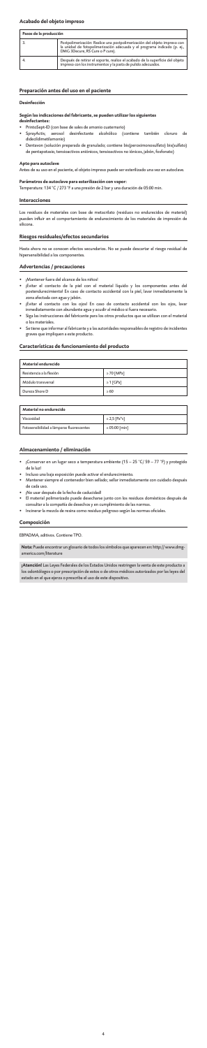## Acabado del objeto impreso

| Pasos de la producción | |
|---|---|
| 3. | Postpolimerización: Realice una postpolimerización del objeto impreso con la unidad de fotopolimerización adecuada y el programa indicado (p. ej., DMG 3Dcure, RS Cure o P cure). |
| 4. | Después de retirar el soporte, realice el acabado de la superficie del objeto impreso con los instrumentos y la pasta de pulido adecuados. |

## Preparación antes del uso en el paciente

### Desinfección

**Según las indicaciones del fabricante, se pueden utilizar los siguientes desinfectantes:**

- PrintoSept-ID (con base de sales de amonio cuaternario)
- SprayActiv; aerosol desinfectante alcohólico (contiene también cloruro de didecildimetilamonio)
- Dentavon (solución preparada de granulado; contiene bis(peroximonosulfato) bis(sulfato) de pentapotasio, tensioactivos aniónicos, tensioactivos no iónicos, jabón, fosfonato)

### Apto para autoclave

Antes de su uso en el paciente, el objeto impreso puede ser esterilizado una vez en autoclave.

**Parámetros de autoclave para esterilización con vapor:**

Temperatura: 134 °C / 273 °F a una presión de 2 bar y una duración de 05:00 min.

## Interacciones

Los residuos de materiales con base de metacrilato (residuos no endurecidos de material) pueden influir en el comportamiento de endurecimiento de los materiales de impresión de silicona.

## Riesgos residuales/efectos secundarios

Hasta ahora no se conocen efectos secundarios. No se puede descartar el riesgo residual de hipersensibilidad a los componentes.

## Advertencias / precauciones

- ¡Mantener fuera del alcance de los niños!
- ¡Evitar el contacto de la piel con el material líquido y los componentes antes del postendurecimiento! En caso de contacto accidental con la piel, lavar inmediatamente la zona afectada con agua y jabón.
- ¡Evitar el contacto con los ojos! En caso de contacto accidental con los ojos, lavar inmediatamente con abundante agua y acudir al médico si fuera necesario.
- Siga las instrucciones del fabricante para los otros productos que se utilizan con el material o los materiales.
- Se tiene que informar al fabricante y a las autoridades responsables de registro de incidentes graves que impliquen a este producto.

## Características de funcionamiento del producto

| Material endurecido | |
|---|---|
| Resistencia a la flexión | ≥ 70 [MPa] |
| Módulo transversal | ≥ 1 [GPa] |
| Dureza Shore D | ≥ 60 |

| Material no endurecido | |
|---|---|
| Viscosidad | ≤ 2,5 [Pa*s] |
| Fotosensibilidad a lámparas fluorescentes | ≥ 05:00 [min] |

## Almacenamiento / eliminación

- ¡Conservar en un lugar seco a temperatura ambiente (15 – 25 °C / 59 – 77 °F) y protegido de la luz!
- Incluso una baja exposición puede activar el endurecimiento.
- Mantener siempre el contenedor bien sellado; sellar inmediatamente con cuidado después de cada uso.
- ¡No usar después de la fecha de caducidad!
- El material polimerizado puede desecharse junto con los residuos domésticos después de consultar a la compañía de desechos y en cumplimiento de las normas.
- Incinerar la mezcla de resina como residuo peligroso según las normas oficiales.

## Composición

EBPADMA, aditivos. Contiene TPO.

**Nota:** Puede encontrar un glosario de todos los símbolos que aparecen en: http://www.dmg-america.com/literature

**¡Atención!** Las Leyes Federales de los Estados Unidos restringen la venta de este producto a los odontólogos o por prescripción de estos o de otros médicos autorizados por las leyes del estado en el que ejerzo o prescriba el uso de este dispositivo.